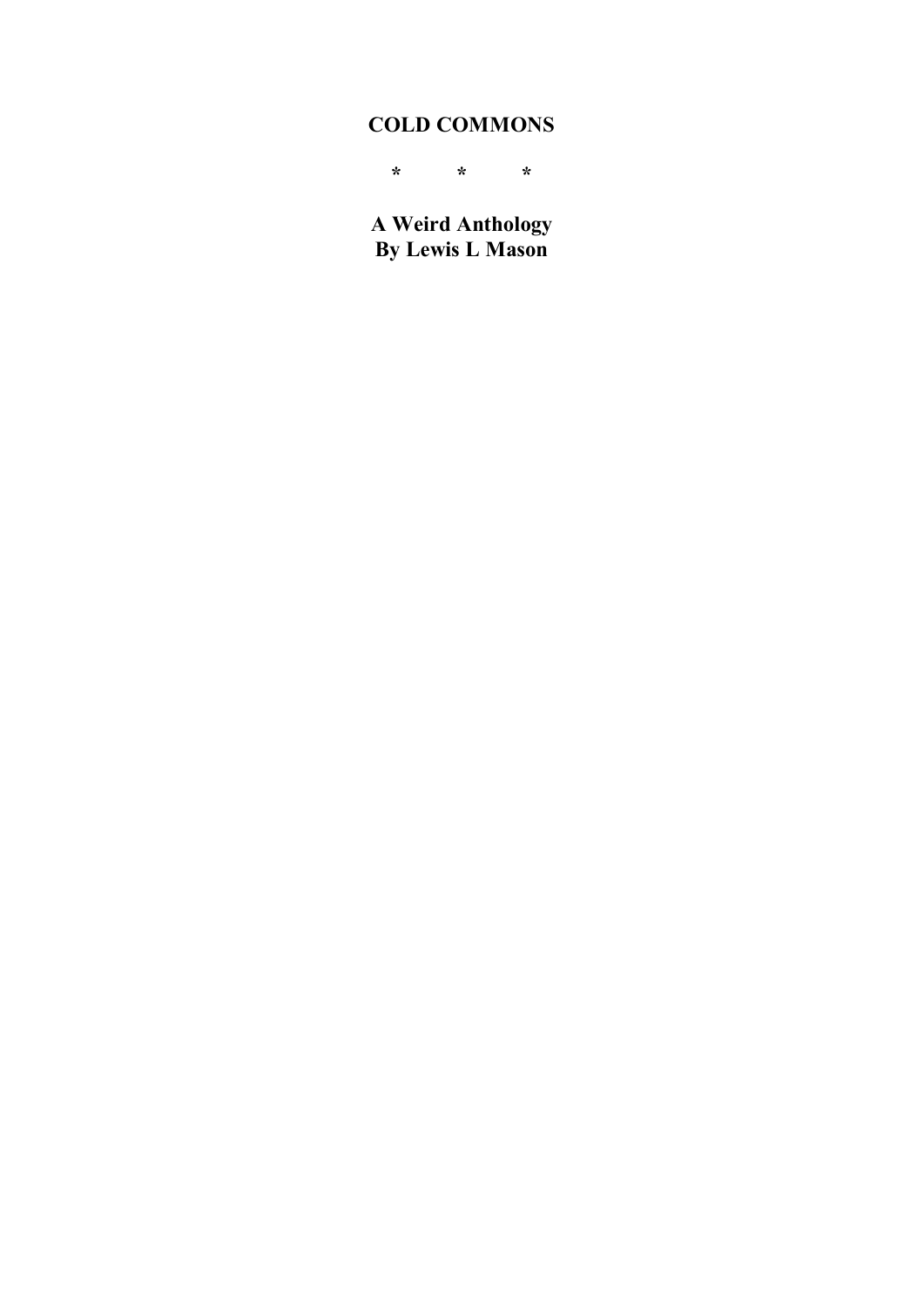# COLD COMMONS

\*         \*         \*

**A Weird Anthology**
**By Lewis L Mason**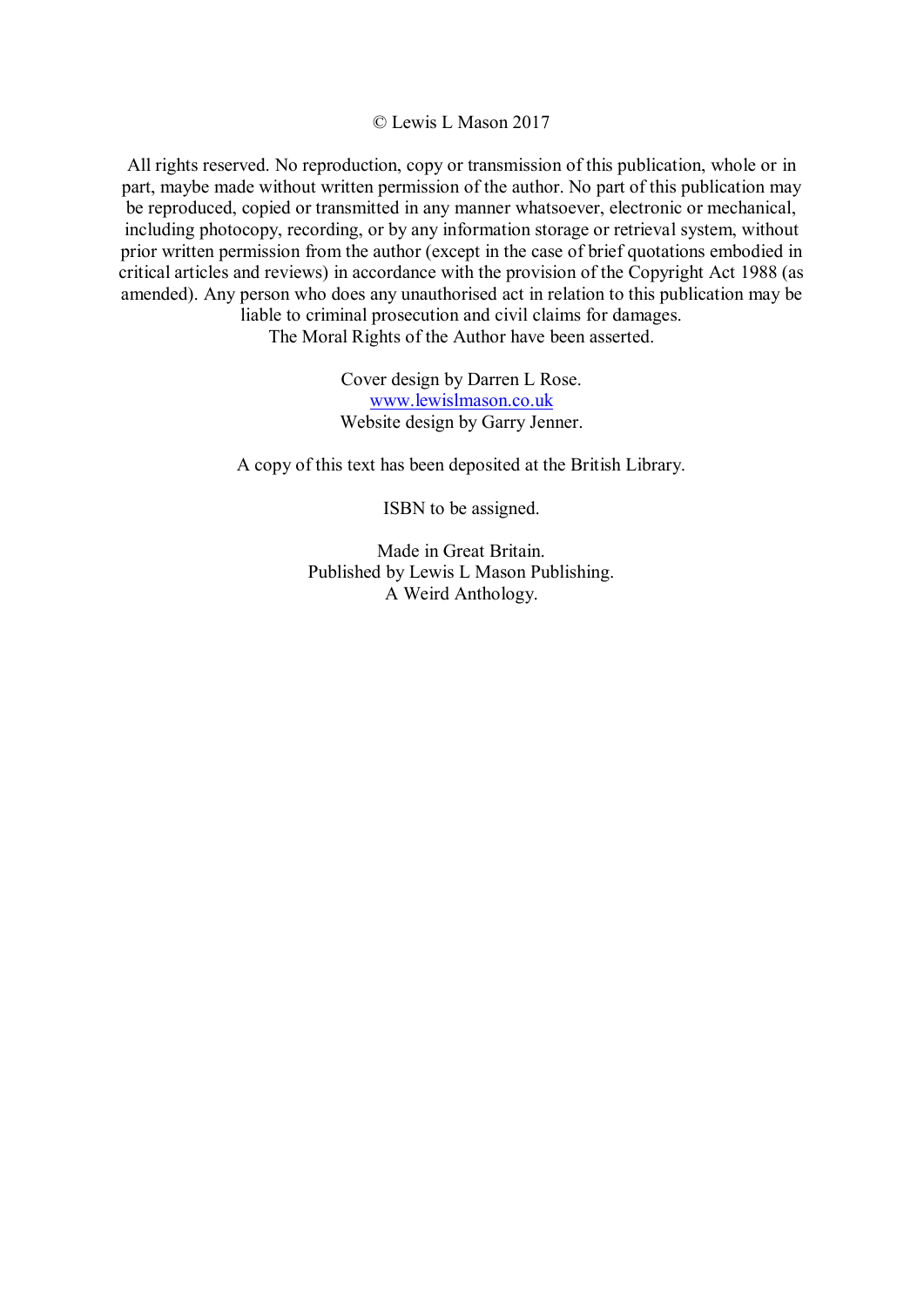© Lewis L Mason 2017

All rights reserved. No reproduction, copy or transmission of this publication, whole or in part, maybe made without written permission of the author. No part of this publication may be reproduced, copied or transmitted in any manner whatsoever, electronic or mechanical, including photocopy, recording, or by any information storage or retrieval system, without prior written permission from the author (except in the case of brief quotations embodied in critical articles and reviews) in accordance with the provision of the Copyright Act 1988 (as amended). Any person who does any unauthorised act in relation to this publication may be liable to criminal prosecution and civil claims for damages.
The Moral Rights of the Author have been asserted.

Cover design by Darren L Rose.
[www.lewislmason.co.uk](http://www.lewislmason.co.uk)
Website design by Garry Jenner.

A copy of this text has been deposited at the British Library.

ISBN to be assigned.

Made in Great Britain.
Published by Lewis L Mason Publishing.
A Weird Anthology.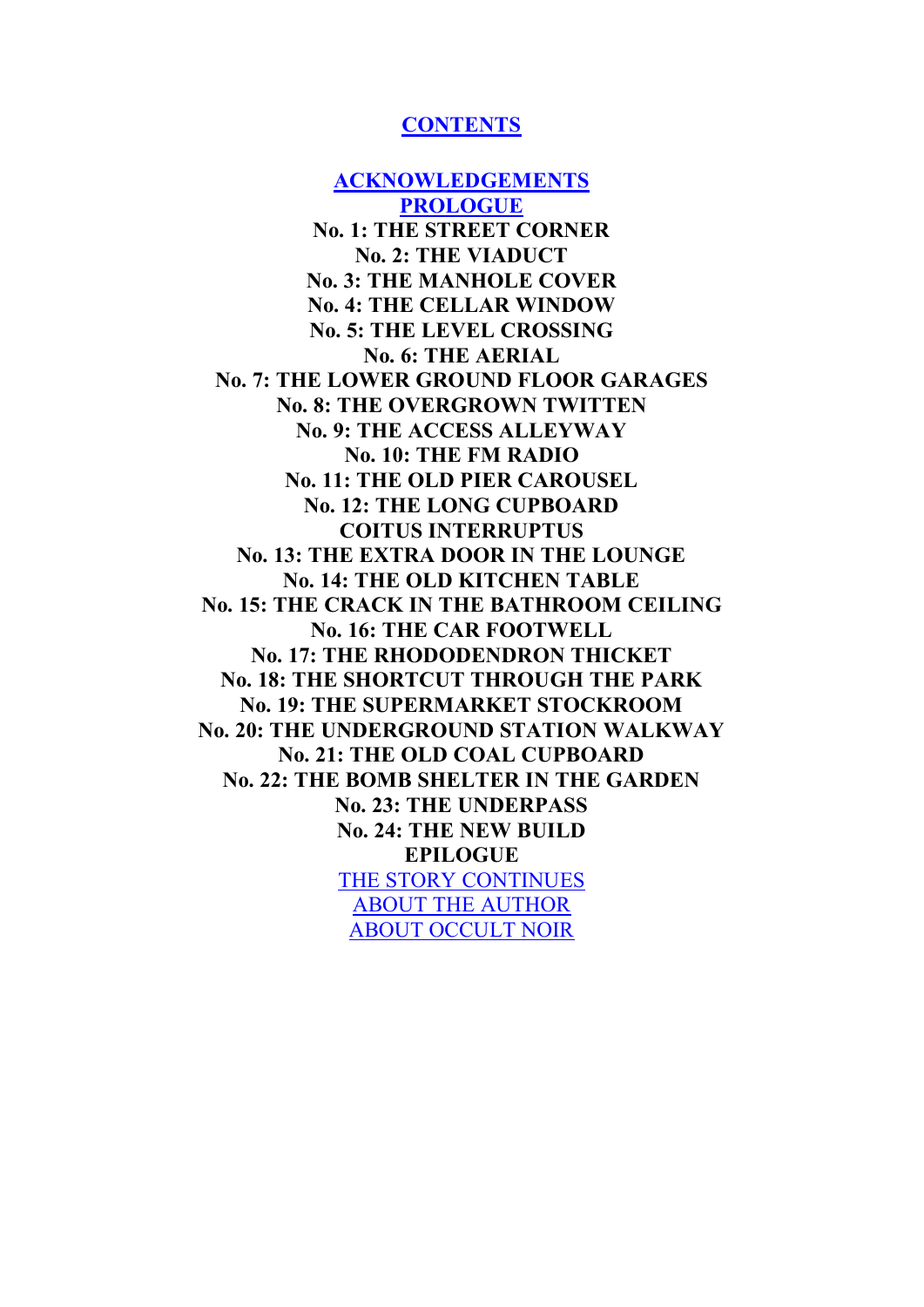# CONTENTS

ACKNOWLEDGEMENTS
PROLOGUE
**No. 1: THE STREET CORNER**
**No. 2: THE VIADUCT**
**No. 3: THE MANHOLE COVER**
**No. 4: THE CELLAR WINDOW**
**No. 5: THE LEVEL CROSSING**
**No. 6: THE AERIAL**
**No. 7: THE LOWER GROUND FLOOR GARAGES**
**No. 8: THE OVERGROWN TWITTEN**
**No. 9: THE ACCESS ALLEYWAY**
**No. 10: THE FM RADIO**
**No. 11: THE OLD PIER CAROUSEL**
**No. 12: THE LONG CUPBOARD**
**COITUS INTERRUPTUS**
**No. 13: THE EXTRA DOOR IN THE LOUNGE**
**No. 14: THE OLD KITCHEN TABLE**
**No. 15: THE CRACK IN THE BATHROOM CEILING**
**No. 16: THE CAR FOOTWELL**
**No. 17: THE RHODODENDRON THICKET**
**No. 18: THE SHORTCUT THROUGH THE PARK**
**No. 19: THE SUPERMARKET STOCKROOM**
**No. 20: THE UNDERGROUND STATION WALKWAY**
**No. 21: THE OLD COAL CUPBOARD**
**No. 22: THE BOMB SHELTER IN THE GARDEN**
**No. 23: THE UNDERPASS**
**No. 24: THE NEW BUILD**
**EPILOGUE**
THE STORY CONTINUES
ABOUT THE AUTHOR
ABOUT OCCULT NOIR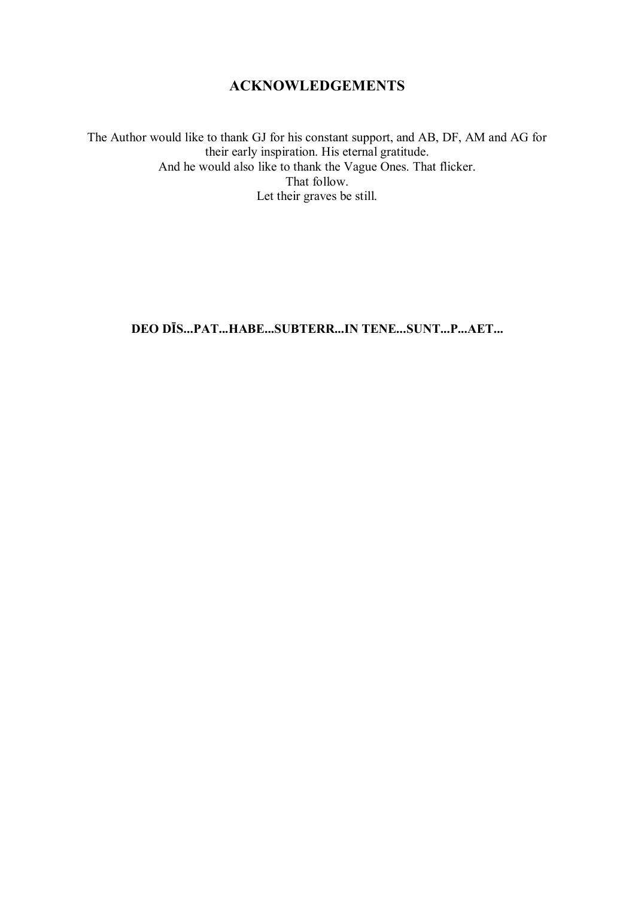## ACKNOWLEDGEMENTS

The Author would like to thank GJ for his constant support, and AB, DF, AM and AG for their early inspiration. His eternal gratitude.
And he would also like to thank the Vague Ones. That flicker.
That follow.
Let their graves be still.

**DEO DĪS...PAT...HABE...SUBTERR...IN TENE...SUNT...P...AET...**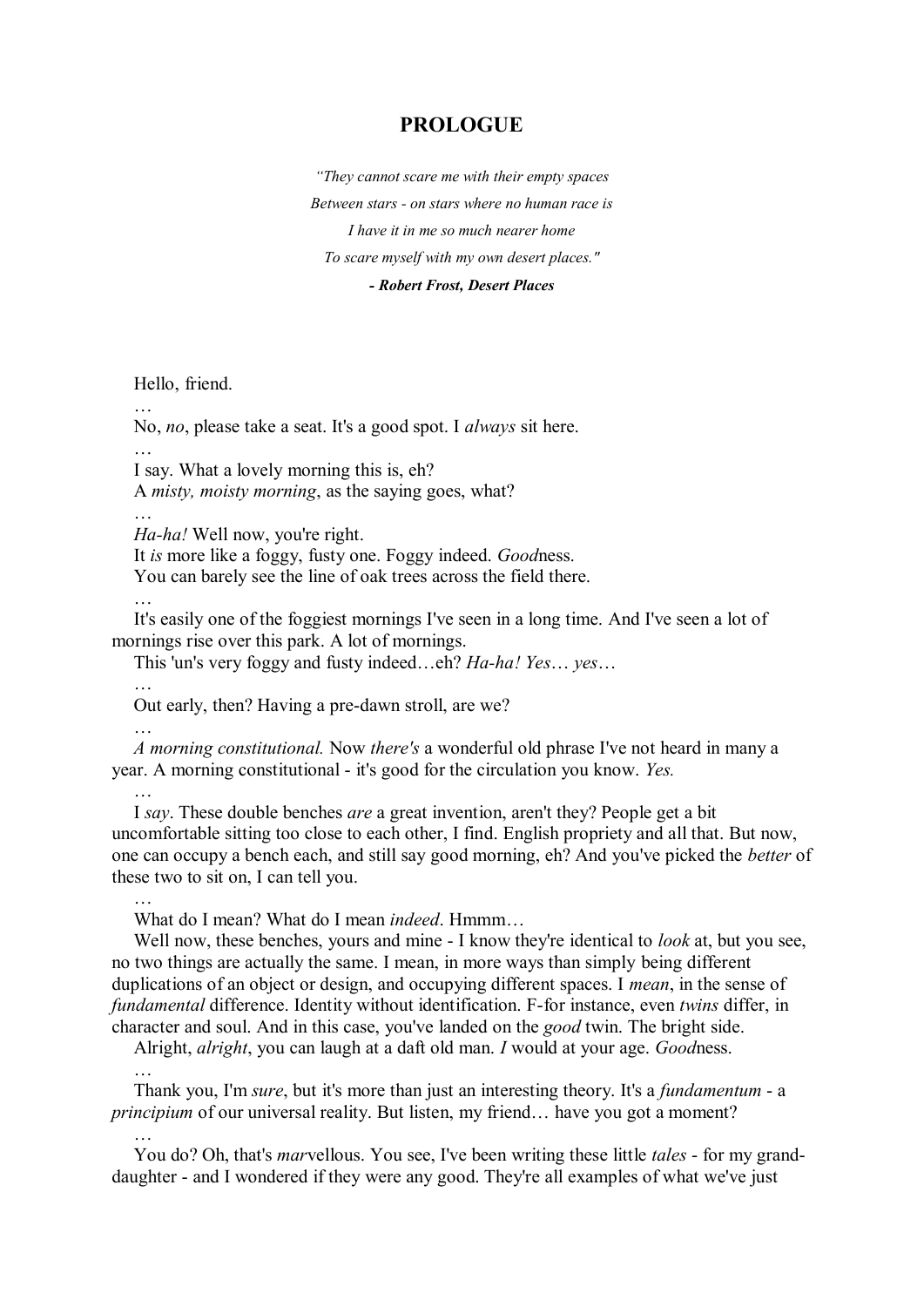# PROLOGUE

*"They cannot scare me with their empty spaces*
*Between stars - on stars where no human race is*
*I have it in me so much nearer home*
*To scare myself with my own desert places."*
***- Robert Frost, Desert Places***

Hello, friend.

…

No, *no*, please take a seat. It's a good spot. I *always* sit here.

…

I say. What a lovely morning this is, eh?
A *misty, moisty morning*, as the saying goes, what?

…

*Ha-ha!* Well now, you're right.
It *is* more like a foggy, fusty one. Foggy indeed. *Good*ness.
You can barely see the line of oak trees across the field there.

…

It's easily one of the foggiest mornings I've seen in a long time. And I've seen a lot of mornings rise over this park. A lot of mornings.
This 'un's very foggy and fusty indeed…eh? *Ha-ha! Yes… yes…*

…

Out early, then? Having a pre-dawn stroll, are we?

…

*A morning constitutional.* Now *there's* a wonderful old phrase I've not heard in many a year. A morning constitutional - it's good for the circulation you know. *Yes.*

…

I *say*. These double benches *are* a great invention, aren't they? People get a bit uncomfortable sitting too close to each other, I find. English propriety and all that. But now, one can occupy a bench each, and still say good morning, eh? And you've picked the *better* of these two to sit on, I can tell you.

…

What do I mean? What do I mean *indeed*. Hmmm…
Well now, these benches, yours and mine - I know they're identical to *look* at, but you see, no two things are actually the same. I mean, in more ways than simply being different duplications of an object or design, and occupying different spaces. I *mean*, in the sense of *fundamental* difference. Identity without identification. F-for instance, even *twins* differ, in character and soul. And in this case, you've landed on the *good* twin. The bright side.
Alright, *alright*, you can laugh at a daft old man. *I* would at your age. *Good*ness.

…

Thank you, I'm *sure*, but it's more than just an interesting theory. It's a *fundamentum* - a *principium* of our universal reality. But listen, my friend… have you got a moment?

…

You do? Oh, that's *mar*vellous. You see, I've been writing these little *tales* - for my grand-daughter - and I wondered if they were any good. They're all examples of what we've just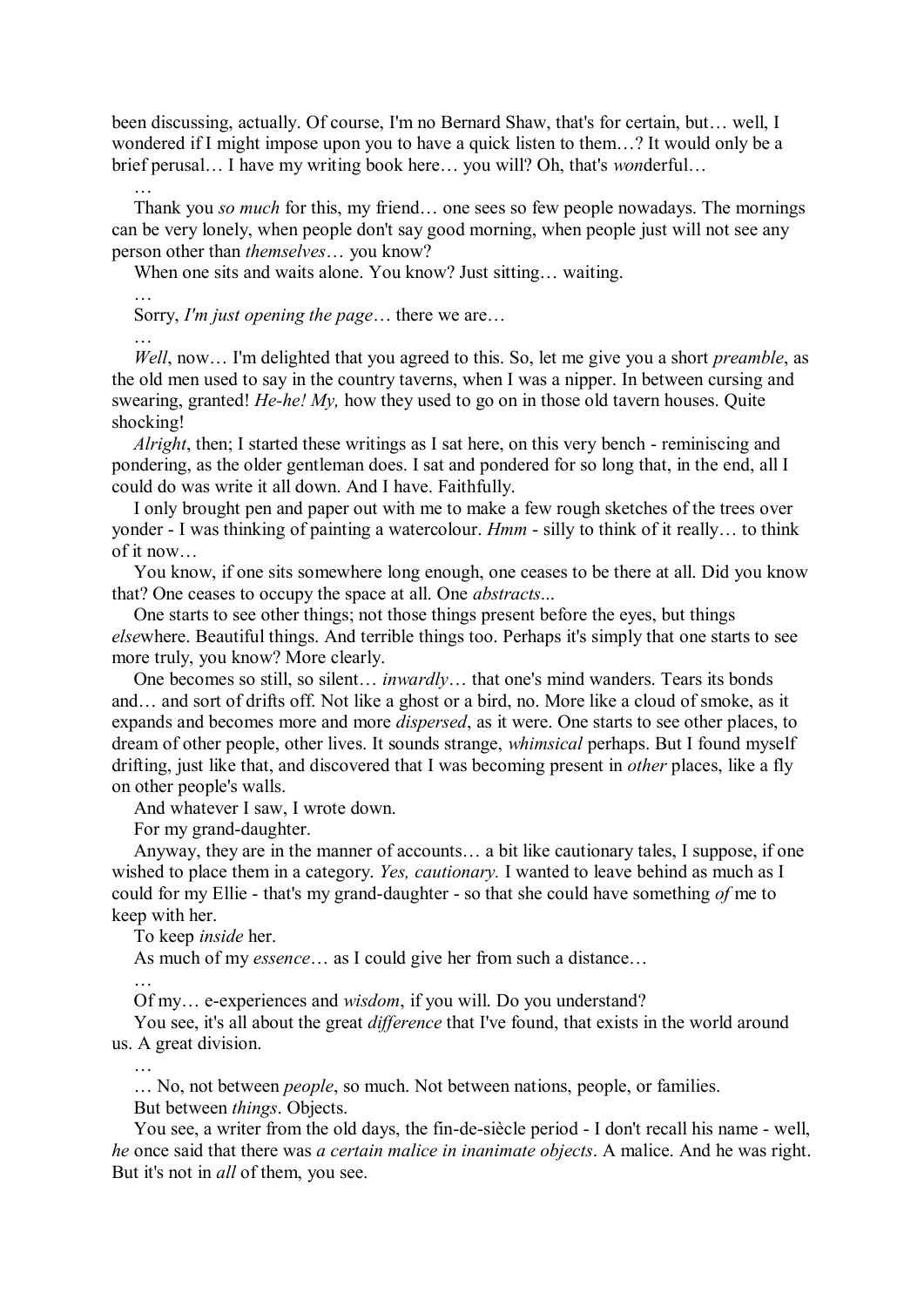been discussing, actually. Of course, I'm no Bernard Shaw, that's for certain, but… well, I wondered if I might impose upon you to have a quick listen to them…? It would only be a brief perusal… I have my writing book here… you will? Oh, that's *won*derful…

…

Thank you *so much* for this, my friend… one sees so few people nowadays. The mornings can be very lonely, when people don't say good morning, when people just will not see any person other than *themselves*… you know?

When one sits and waits alone. You know? Just sitting… waiting.

…

Sorry, *I'm just opening the page*… there we are…

…

*Well*, now… I'm delighted that you agreed to this. So, let me give you a short *preamble*, as the old men used to say in the country taverns, when I was a nipper. In between cursing and swearing, granted! *He-he! My,* how they used to go on in those old tavern houses. Quite shocking!

*Alright*, then; I started these writings as I sat here, on this very bench - reminiscing and pondering, as the older gentleman does. I sat and pondered for so long that, in the end, all I could do was write it all down. And I have. Faithfully.

I only brought pen and paper out with me to make a few rough sketches of the trees over yonder - I was thinking of painting a watercolour. *Hmm* - silly to think of it really… to think of it now…

You know, if one sits somewhere long enough, one ceases to be there at all. Did you know that? One ceases to occupy the space at all. One *abstracts*...

One starts to see other things; not those things present before the eyes, but things *else*where. Beautiful things. And terrible things too. Perhaps it's simply that one starts to see more truly, you know? More clearly.

One becomes so still, so silent… *inwardly*… that one's mind wanders. Tears its bonds and… and sort of drifts off. Not like a ghost or a bird, no. More like a cloud of smoke, as it expands and becomes more and more *dispersed*, as it were. One starts to see other places, to dream of other people, other lives. It sounds strange, *whimsical* perhaps. But I found myself drifting, just like that, and discovered that I was becoming present in *other* places, like a fly on other people's walls.

And whatever I saw, I wrote down.

For my grand-daughter.

Anyway, they are in the manner of accounts… a bit like cautionary tales, I suppose, if one wished to place them in a category. *Yes, cautionary.* I wanted to leave behind as much as I could for my Ellie - that's my grand-daughter - so that she could have something *of* me to keep with her.

To keep *inside* her.

As much of my *essence*… as I could give her from such a distance…

…

Of my… e-experiences and *wisdom*, if you will. Do you understand?

You see, it's all about the great *difference* that I've found, that exists in the world around us. A great division.

…

… No, not between *people*, so much. Not between nations, people, or families.

But between *things*. Objects.

You see, a writer from the old days, the fin-de-siècle period - I don't recall his name - well, *he* once said that there was *a certain malice in inanimate objects*. A malice. And he was right. But it's not in *all* of them, you see.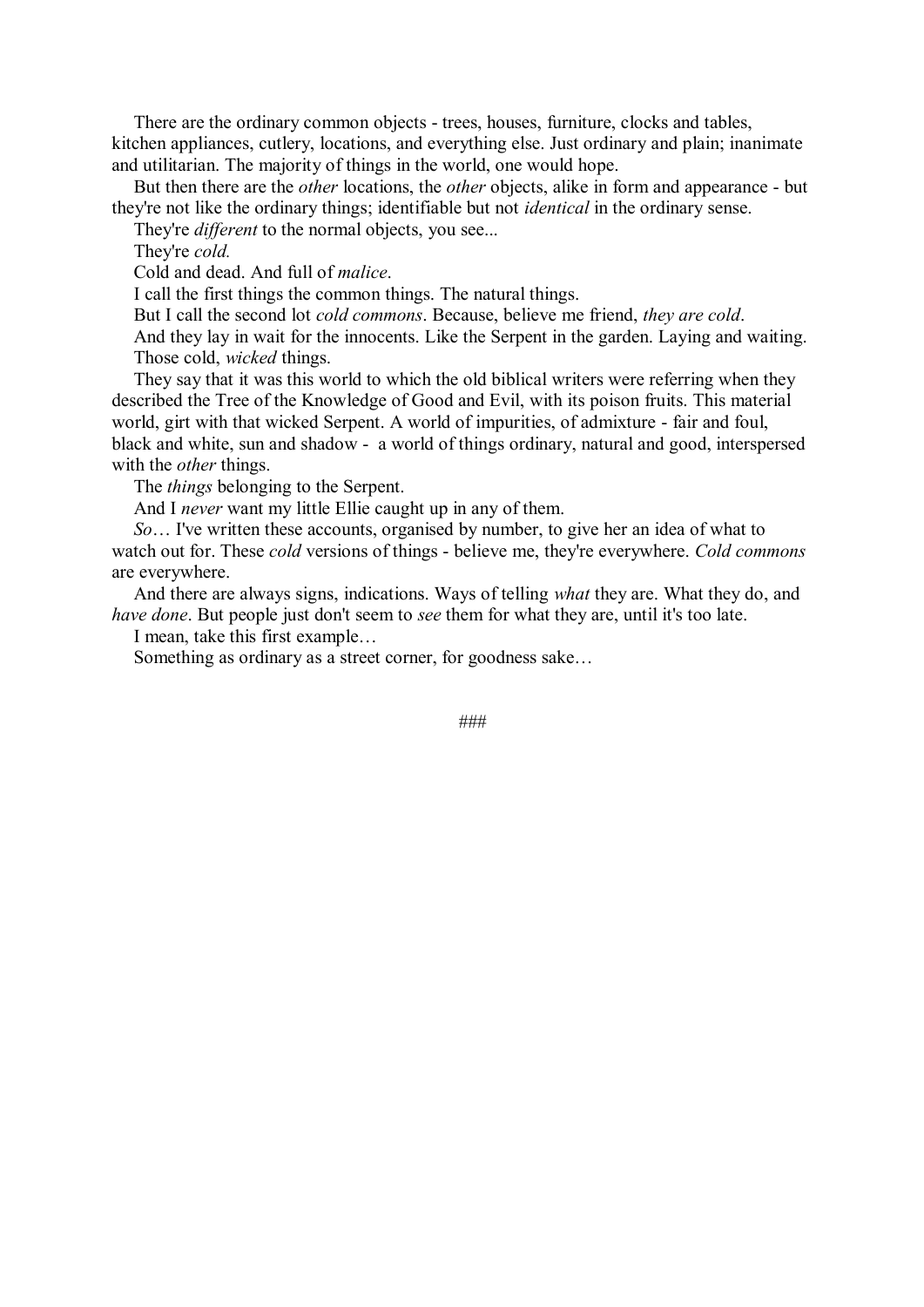There are the ordinary common objects - trees, houses, furniture, clocks and tables, kitchen appliances, cutlery, locations, and everything else. Just ordinary and plain; inanimate and utilitarian. The majority of things in the world, one would hope.

But then there are the *other* locations, the *other* objects, alike in form and appearance - but they're not like the ordinary things; identifiable but not *identical* in the ordinary sense.

They're *different* to the normal objects, you see...

They're *cold.*

Cold and dead. And full of *malice*.

I call the first things the common things. The natural things.

But I call the second lot *cold commons*. Because, believe me friend, *they are cold*.

And they lay in wait for the innocents. Like the Serpent in the garden. Laying and waiting. Those cold, *wicked* things.

They say that it was this world to which the old biblical writers were referring when they described the Tree of the Knowledge of Good and Evil, with its poison fruits. This material world, girt with that wicked Serpent. A world of impurities, of admixture - fair and foul, black and white, sun and shadow - a world of things ordinary, natural and good, interspersed with the *other* things.

The *things* belonging to the Serpent.

And I *never* want my little Ellie caught up in any of them.

*So*… I've written these accounts, organised by number, to give her an idea of what to watch out for. These *cold* versions of things - believe me, they're everywhere. *Cold commons* are everywhere.

And there are always signs, indications. Ways of telling *what* they are. What they do, and *have done*. But people just don't seem to *see* them for what they are, until it's too late.

I mean, take this first example…

Something as ordinary as a street corner, for goodness sake…

###